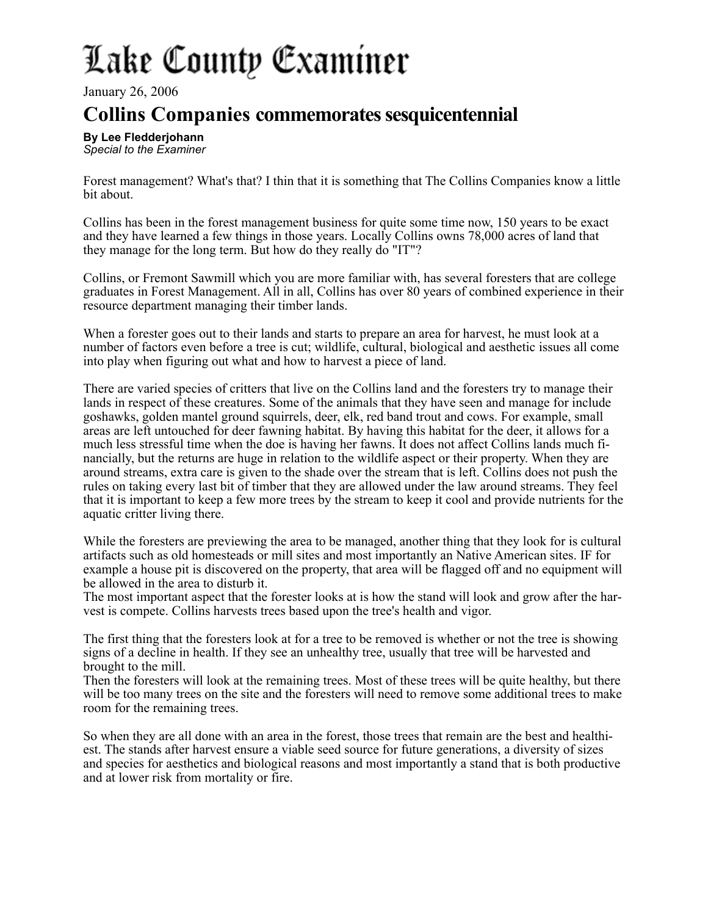# Lake County Examiner

January 26, 2006

## Collins Companies commemorates sesquicentennial

**By Lee Fledderjohann**
*Special to the Examiner*

Forest management? What's that? I thin that it is something that The Collins Companies know a little bit about.

Collins has been in the forest management business for quite some time now, 150 years to be exact and they have learned a few things in those years. Locally Collins owns 78,000 acres of land that they manage for the long term. But how do they really do "IT"?

Collins, or Fremont Sawmill which you are more familiar with, has several foresters that are college graduates in Forest Management. All in all, Collins has over 80 years of combined experience in their resource department managing their timber lands.

When a forester goes out to their lands and starts to prepare an area for harvest, he must look at a number of factors even before a tree is cut; wildlife, cultural, biological and aesthetic issues all come into play when figuring out what and how to harvest a piece of land.

There are varied species of critters that live on the Collins land and the foresters try to manage their lands in respect of these creatures. Some of the animals that they have seen and manage for include goshawks, golden mantel ground squirrels, deer, elk, red band trout and cows. For example, small areas are left untouched for deer fawning habitat. By having this habitat for the deer, it allows for a much less stressful time when the doe is having her fawns. It does not affect Collins lands much financially, but the returns are huge in relation to the wildlife aspect or their property. When they are around streams, extra care is given to the shade over the stream that is left. Collins does not push the rules on taking every last bit of timber that they are allowed under the law around streams. They feel that it is important to keep a few more trees by the stream to keep it cool and provide nutrients for the aquatic critter living there.

While the foresters are previewing the area to be managed, another thing that they look for is cultural artifacts such as old homesteads or mill sites and most importantly an Native American sites. IF for example a house pit is discovered on the property, that area will be flagged off and no equipment will be allowed in the area to disturb it.

The most important aspect that the forester looks at is how the stand will look and grow after the harvest is compete. Collins harvests trees based upon the tree's health and vigor.

The first thing that the foresters look at for a tree to be removed is whether or not the tree is showing signs of a decline in health. If they see an unhealthy tree, usually that tree will be harvested and brought to the mill.

Then the foresters will look at the remaining trees. Most of these trees will be quite healthy, but there will be too many trees on the site and the foresters will need to remove some additional trees to make room for the remaining trees.

So when they are all done with an area in the forest, those trees that remain are the best and healthiest. The stands after harvest ensure a viable seed source for future generations, a diversity of sizes and species for aesthetics and biological reasons and most importantly a stand that is both productive and at lower risk from mortality or fire.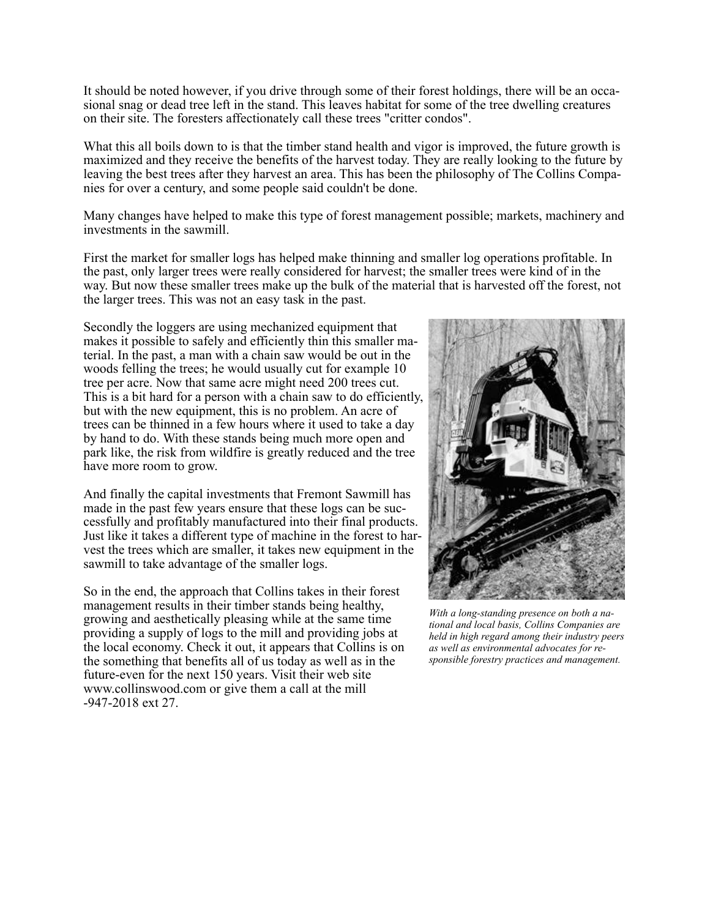It should be noted however, if you drive through some of their forest holdings, there will be an occasional snag or dead tree left in the stand. This leaves habitat for some of the tree dwelling creatures on their site. The foresters affectionately call these trees "critter condos".

What this all boils down to is that the timber stand health and vigor is improved, the future growth is maximized and they receive the benefits of the harvest today. They are really looking to the future by leaving the best trees after they harvest an area. This has been the philosophy of The Collins Companies for over a century, and some people said couldn't be done.

Many changes have helped to make this type of forest management possible; markets, machinery and investments in the sawmill.

First the market for smaller logs has helped make thinning and smaller log operations profitable. In the past, only larger trees were really considered for harvest; the smaller trees were kind of in the way. But now these smaller trees make up the bulk of the material that is harvested off the forest, not the larger trees. This was not an easy task in the past.

Secondly the loggers are using mechanized equipment that makes it possible to safely and efficiently thin this smaller material. In the past, a man with a chain saw would be out in the woods felling the trees; he would usually cut for example 10 tree per acre. Now that same acre might need 200 trees cut. This is a bit hard for a person with a chain saw to do efficiently, but with the new equipment, this is no problem. An acre of trees can be thinned in a few hours where it used to take a day by hand to do. With these stands being much more open and park like, the risk from wildfire is greatly reduced and the tree have more room to grow.

And finally the capital investments that Fremont Sawmill has made in the past few years ensure that these logs can be successfully and profitably manufactured into their final products. Just like it takes a different type of machine in the forest to harvest the trees which are smaller, it takes new equipment in the sawmill to take advantage of the smaller logs.

So in the end, the approach that Collins takes in their forest management results in their timber stands being healthy, growing and aesthetically pleasing while at the same time providing a supply of logs to the mill and providing jobs at the local economy. Check it out, it appears that Collins is on the something that benefits all of us today as well as in the future-even for the next 150 years. Visit their web site www.collinswood.com or give them a call at the mill -947-2018 ext 27.

*With a long-standing presence on both a national and local basis, Collins Companies are held in high regard among their industry peers as well as environmental advocates for responsible forestry practices and management.*